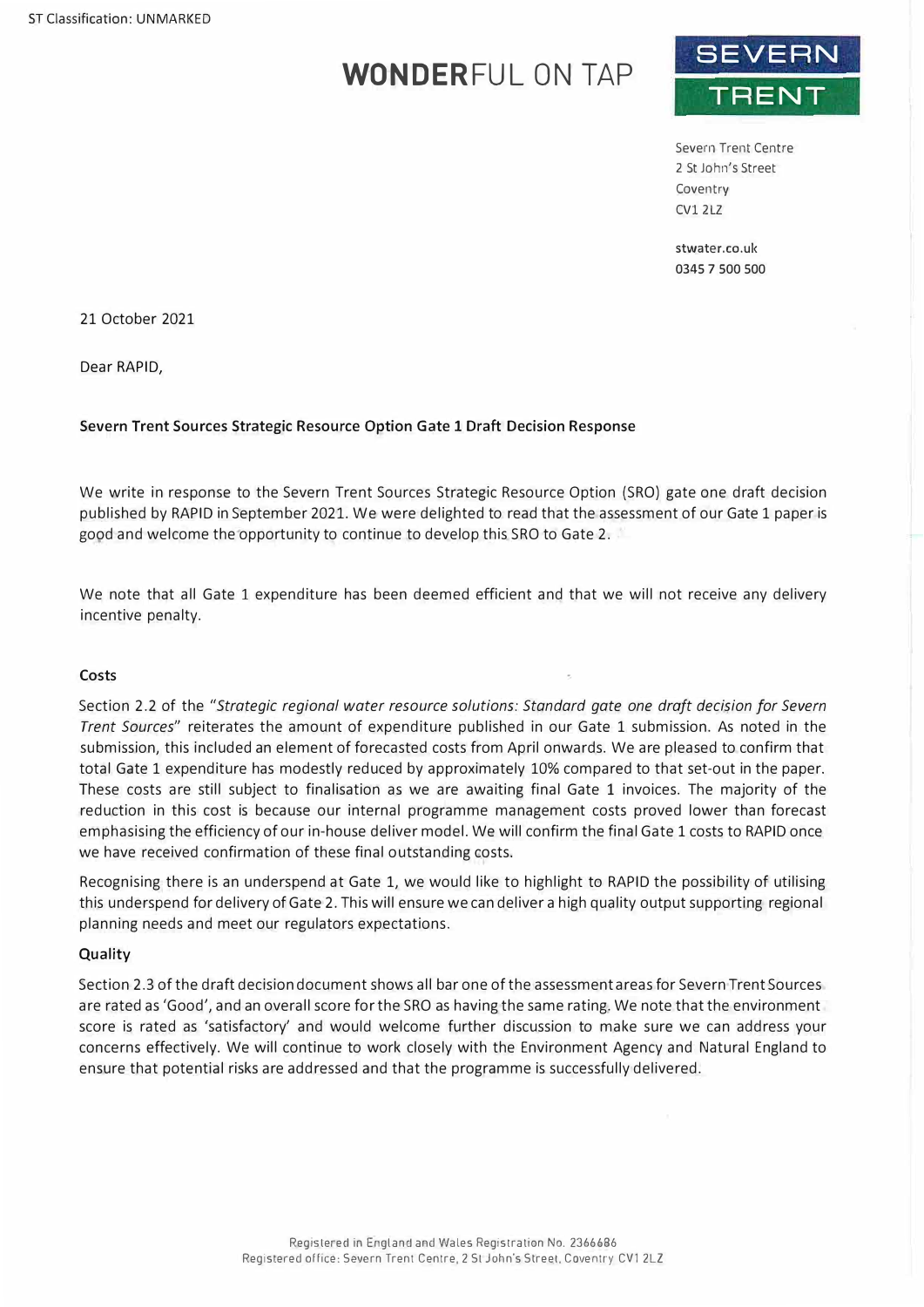ST Classification: UNMARKED

**WONDER**FUL ON TAP

SEVERN TRENT

Severn Trent Centre
2 St John's Street
Coventry
CV1 2LZ

stwater.co.uk
0345 7 500 500

21 October 2021

Dear RAPID,

**Severn Trent Sources Strategic Resource Option Gate 1 Draft Decision Response**

We write in response to the Severn Trent Sources Strategic Resource Option (SRO) gate one draft decision published by RAPID in September 2021. We were delighted to read that the assessment of our Gate 1 paper is good and welcome the opportunity to continue to develop this SRO to Gate 2.

We note that all Gate 1 expenditure has been deemed efficient and that we will not receive any delivery incentive penalty.

**Costs**

Section 2.2 of the "*Strategic regional water resource solutions: Standard gate one draft decision for Severn Trent Sources*" reiterates the amount of expenditure published in our Gate 1 submission. As noted in the submission, this included an element of forecasted costs from April onwards. We are pleased to confirm that total Gate 1 expenditure has modestly reduced by approximately 10% compared to that set-out in the paper. These costs are still subject to finalisation as we are awaiting final Gate 1 invoices. The majority of the reduction in this cost is because our internal programme management costs proved lower than forecast emphasising the efficiency of our in-house deliver model. We will confirm the final Gate 1 costs to RAPID once we have received confirmation of these final outstanding costs.

Recognising there is an underspend at Gate 1, we would like to highlight to RAPID the possibility of utilising this underspend for delivery of Gate 2. This will ensure we can deliver a high quality output supporting regional planning needs and meet our regulators expectations.

**Quality**

Section 2.3 of the draft decision document shows all bar one of the assessment areas for Severn Trent Sources are rated as 'Good', and an overall score for the SRO as having the same rating. We note that the environment score is rated as 'satisfactory' and would welcome further discussion to make sure we can address your concerns effectively. We will continue to work closely with the Environment Agency and Natural England to ensure that potential risks are addressed and that the programme is successfully delivered.

Registered in England and Wales Registration No. 2366686
Registered office: Severn Trent Centre, 2 St John's Street, Coventry CV1 2LZ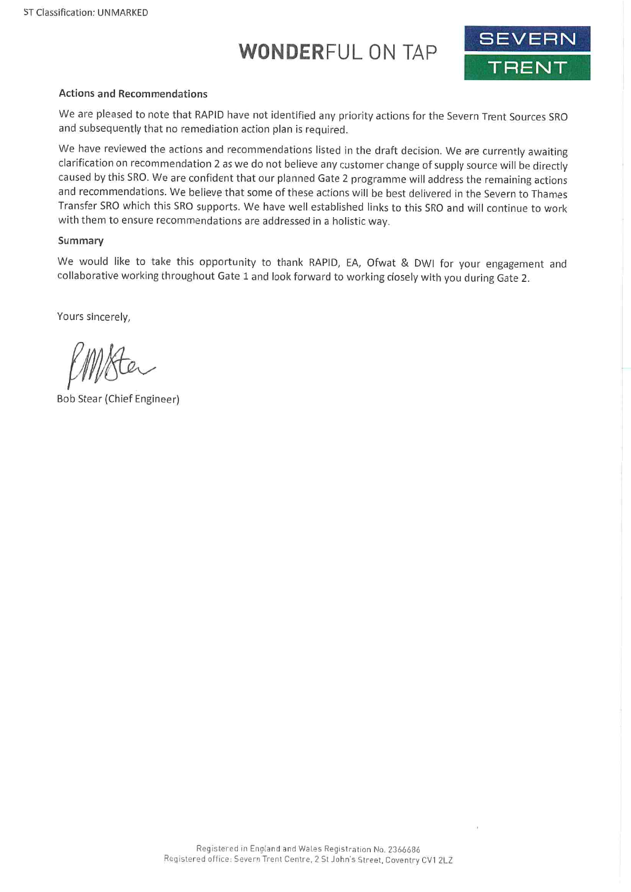ST Classification: UNMARKED

WONDERFUL ON TAP

SEVERN TRENT

### Actions and Recommendations

We are pleased to note that RAPID have not identified any priority actions for the Severn Trent Sources SRO and subsequently that no remediation action plan is required.

We have reviewed the actions and recommendations listed in the draft decision. We are currently awaiting clarification on recommendation 2 as we do not believe any customer change of supply source will be directly caused by this SRO. We are confident that our planned Gate 2 programme will address the remaining actions and recommendations. We believe that some of these actions will be best delivered in the Severn to Thames Transfer SRO which this SRO supports. We have well established links to this SRO and will continue to work with them to ensure recommendations are addressed in a holistic way.

### Summary

We would like to take this opportunity to thank RAPID, EA, Ofwat & DWI for your engagement and collaborative working throughout Gate 1 and look forward to working closely with you during Gate 2.

Yours sincerely,

Bob Stear (Chief Engineer)

Registered in England and Wales Registration No. 2366686
Registered office: Severn Trent Centre, 2 St John's Street, Coventry CV1 2LZ